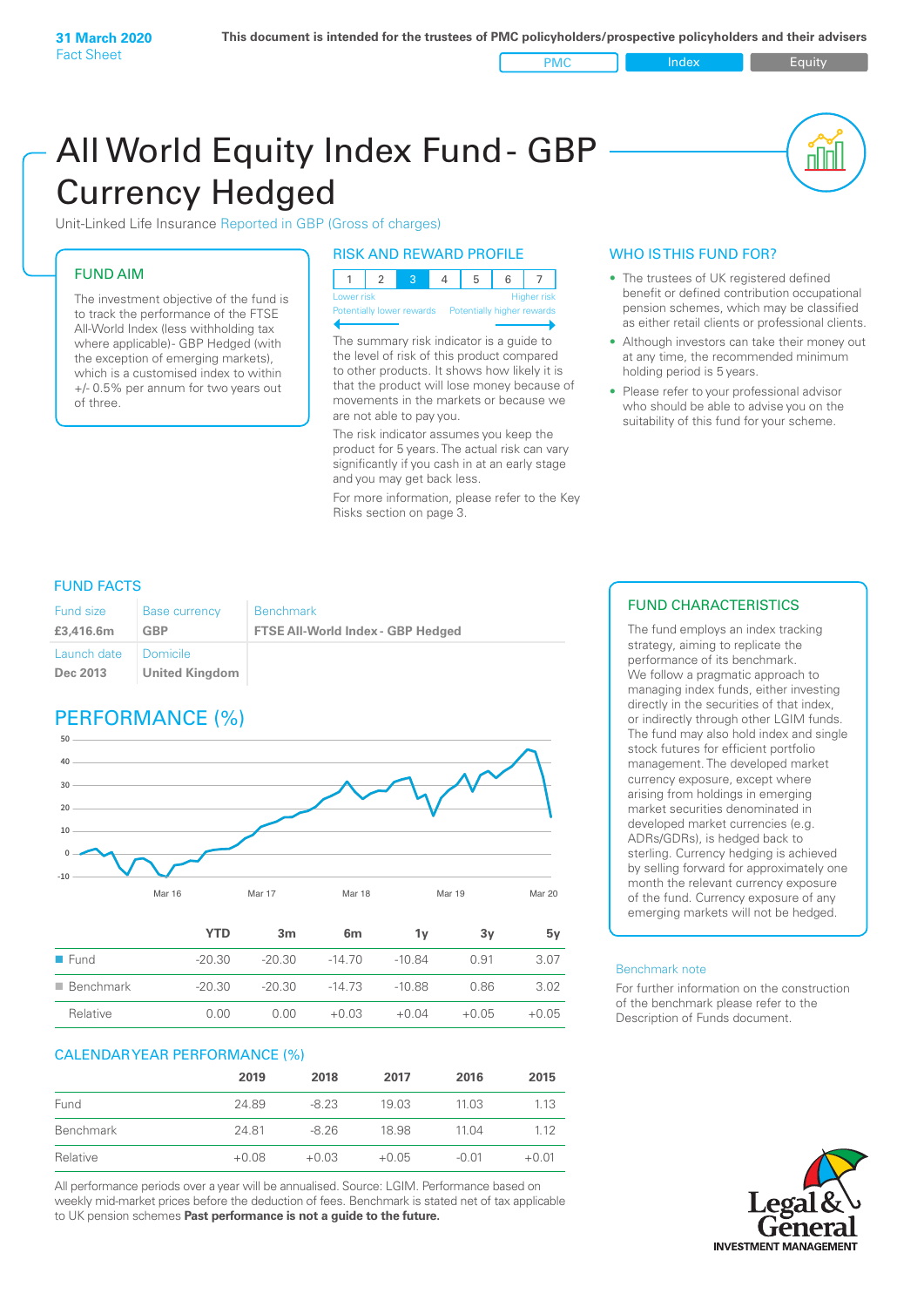**31 March 2020**
Fact Sheet

**This document is intended for the trustees of PMC policyholders/prospective policyholders and their advisers**

PMC | Index | Equity

# All World Equity Index Fund - GBP Currency Hedged

Unit-Linked Life Insurance Reported in GBP (Gross of charges)

## FUND AIM

The investment objective of the fund is to track the performance of the FTSE All-World Index (less withholding tax where applicable)- GBP Hedged (with the exception of emerging markets), which is a customised index to within +/- 0.5% per annum for two years out of three.

## RISK AND REWARD PROFILE

| 1 | 2 | 3 | 4 | 5 | 6 | 7 |
|---|---|---|---|---|---|---|

Lower risk — Higher risk
Potentially lower rewards — Potentially higher rewards

The summary risk indicator is a guide to the level of risk of this product compared to other products. It shows how likely it is that the product will lose money because of movements in the markets or because we are not able to pay you.

The risk indicator assumes you keep the product for 5 years. The actual risk can vary significantly if you cash in at an early stage and you may get back less.

For more information, please refer to the Key Risks section on page 3.

## WHO IS THIS FUND FOR?

- The trustees of UK registered defined benefit or defined contribution occupational pension schemes, which may be classified as either retail clients or professional clients.
- Although investors can take their money out at any time, the recommended minimum holding period is 5 years.
- Please refer to your professional advisor who should be able to advise you on the suitability of this fund for your scheme.

## FUND FACTS

| Fund size | Base currency | Benchmark |
|---|---|---|
| **£3,416.6m** | **GBP** | **FTSE All-World Index - GBP Hedged** |
| Launch date | Domicile | |
| **Dec 2013** | **United Kingdom** | |

## PERFORMANCE (%)

| | YTD | 3m | 6m | 1y | 3y | 5y |
|---|---|---|---|---|---|---|
| Fund | -20.30 | -20.30 | -14.70 | -10.84 | 0.91 | 3.07 |
| Benchmark | -20.30 | -20.30 | -14.73 | -10.88 | 0.86 | 3.02 |
| Relative | 0.00 | 0.00 | +0.03 | +0.04 | +0.05 | +0.05 |

## CALENDAR YEAR PERFORMANCE (%)

| | 2019 | 2018 | 2017 | 2016 | 2015 |
|---|---|---|---|---|---|
| Fund | 24.89 | -8.23 | 19.03 | 11.03 | 1.13 |
| Benchmark | 24.81 | -8.26 | 18.98 | 11.04 | 1.12 |
| Relative | +0.08 | +0.03 | +0.05 | -0.01 | +0.01 |

All performance periods over a year will be annualised. Source: LGIM. Performance based on weekly mid-market prices before the deduction of fees. Benchmark is stated net of tax applicable to UK pension schemes **Past performance is not a guide to the future.**

## FUND CHARACTERISTICS

The fund employs an index tracking strategy, aiming to replicate the performance of its benchmark. We follow a pragmatic approach to managing index funds, either investing directly in the securities of that index, or indirectly through other LGIM funds. The fund may also hold index and single stock futures for efficient portfolio management. The developed market currency exposure, except where arising from holdings in emerging market securities denominated in developed market currencies (e.g. ADRs/GDRs), is hedged back to sterling. Currency hedging is achieved by selling forward for approximately one month the relevant currency exposure of the fund. Currency exposure of any emerging markets will not be hedged.

### Benchmark note

For further information on the construction of the benchmark please refer to the Description of Funds document.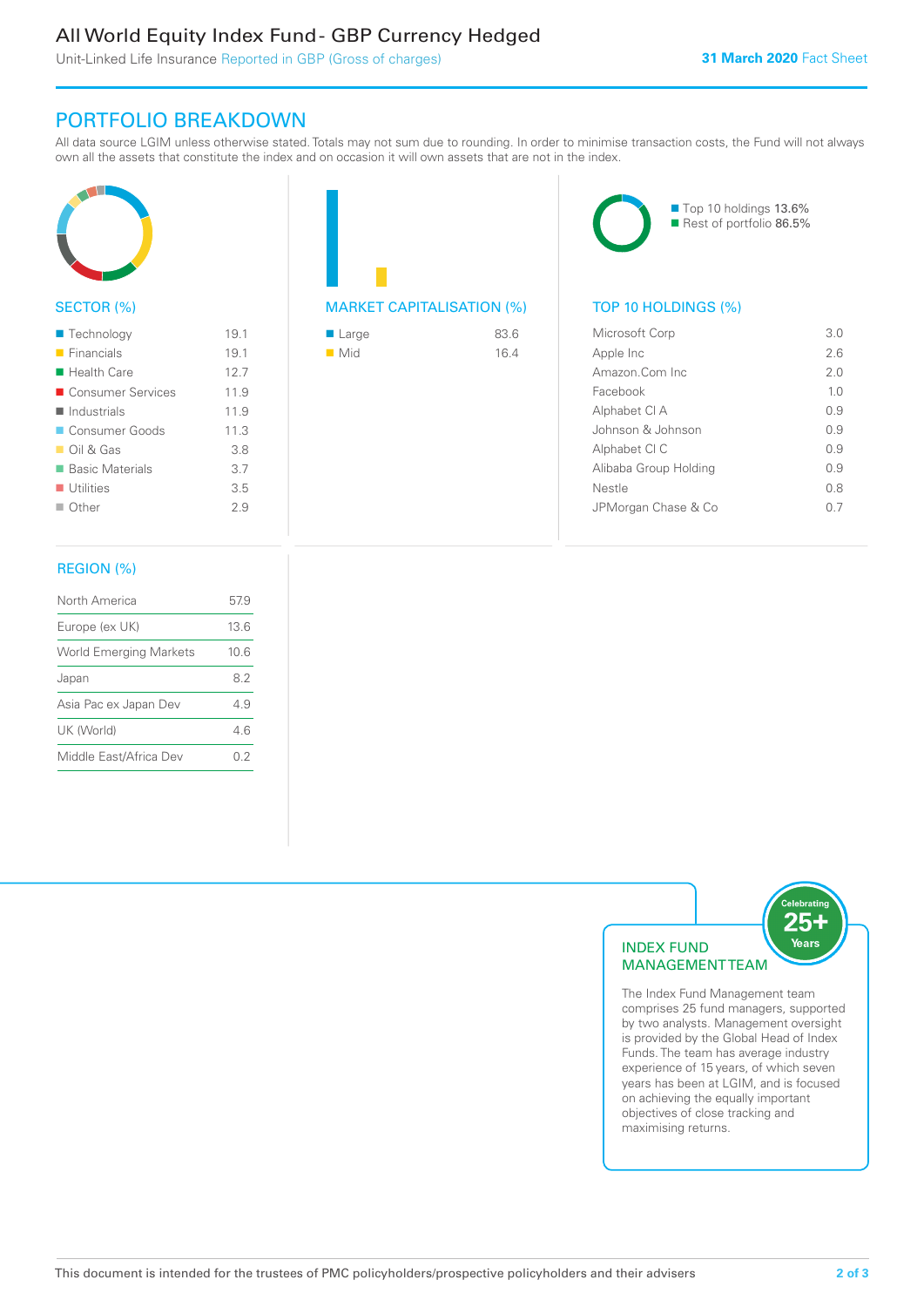# All World Equity Index Fund - GBP Currency Hedged

Unit-Linked Life Insurance Reported in GBP (Gross of charges)

**31 March 2020** Fact Sheet

## PORTFOLIO BREAKDOWN

All data source LGIM unless otherwise stated. Totals may not sum due to rounding. In order to minimise transaction costs, the Fund will not always own all the assets that constitute the index and on occasion it will own assets that are not in the index.

### SECTOR (%)

| Sector | % |
|---|---|
| Technology | 19.1 |
| Financials | 19.1 |
| Health Care | 12.7 |
| Consumer Services | 11.9 |
| Industrials | 11.9 |
| Consumer Goods | 11.3 |
| Oil & Gas | 3.8 |
| Basic Materials | 3.7 |
| Utilities | 3.5 |
| Other | 2.9 |

### MARKET CAPITALISATION (%)

| Market Cap | % |
|---|---|
| Large | 83.6 |
| Mid | 16.4 |

Top 10 holdings 13.6%
Rest of portfolio 86.5%

### TOP 10 HOLDINGS (%)

| Holding | % |
|---|---|
| Microsoft Corp | 3.0 |
| Apple Inc | 2.6 |
| Amazon.Com Inc | 2.0 |
| Facebook | 1.0 |
| Alphabet Cl A | 0.9 |
| Johnson & Johnson | 0.9 |
| Alphabet Cl C | 0.9 |
| Alibaba Group Holding | 0.9 |
| Nestle | 0.8 |
| JPMorgan Chase & Co | 0.7 |

### REGION (%)

| Region | % |
|---|---|
| North America | 57.9 |
| Europe (ex UK) | 13.6 |
| World Emerging Markets | 10.6 |
| Japan | 8.2 |
| Asia Pac ex Japan Dev | 4.9 |
| UK (World) | 4.6 |
| Middle East/Africa Dev | 0.2 |

### INDEX FUND MANAGEMENT TEAM

Celebrating 25+ Years

The Index Fund Management team comprises 25 fund managers, supported by two analysts. Management oversight is provided by the Global Head of Index Funds. The team has average industry experience of 15 years, of which seven years has been at LGIM, and is focused on achieving the equally important objectives of close tracking and maximising returns.

This document is intended for the trustees of PMC policyholders/prospective policyholders and their advisers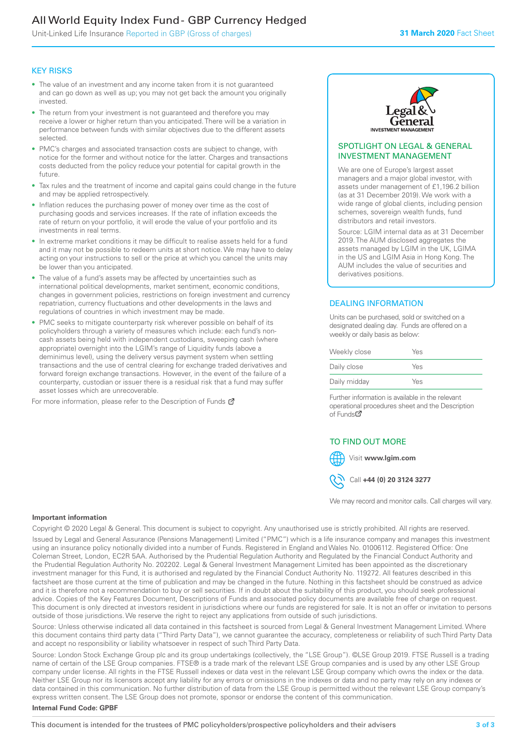# All World Equity Index Fund - GBP Currency Hedged

Unit-Linked Life Insurance Reported in GBP (Gross of charges)

**31 March 2020** Fact Sheet

## KEY RISKS

- The value of an investment and any income taken from it is not guaranteed and can go down as well as up; you may not get back the amount you originally invested.
- The return from your investment is not guaranteed and therefore you may receive a lower or higher return than you anticipated. There will be a variation in performance between funds with similar objectives due to the different assets selected.
- PMC's charges and associated transaction costs are subject to change, with notice for the former and without notice for the latter. Charges and transactions costs deducted from the policy reduce your potential for capital growth in the future.
- Tax rules and the treatment of income and capital gains could change in the future and may be applied retrospectively.
- Inflation reduces the purchasing power of money over time as the cost of purchasing goods and services increases. If the rate of inflation exceeds the rate of return on your portfolio, it will erode the value of your portfolio and its investments in real terms.
- In extreme market conditions it may be difficult to realise assets held for a fund and it may not be possible to redeem units at short notice. We may have to delay acting on your instructions to sell or the price at which you cancel the units may be lower than you anticipated.
- The value of a fund's assets may be affected by uncertainties such as international political developments, market sentiment, economic conditions, changes in government policies, restrictions on foreign investment and currency repatriation, currency fluctuations and other developments in the laws and regulations of countries in which investment may be made.
- PMC seeks to mitigate counterparty risk wherever possible on behalf of its policyholders through a variety of measures which include: each fund's non-cash assets being held with independent custodians, sweeping cash (where appropriate) overnight into the LGIM's range of Liquidity funds (above a deminimus level), using the delivery versus payment system when settling transactions and the use of central clearing for exchange traded derivatives and forward foreign exchange transactions. However, in the event of the failure of a counterparty, custodian or issuer there is a residual risk that a fund may suffer asset losses which are unrecoverable.

For more information, please refer to the Description of Funds

## SPOTLIGHT ON LEGAL & GENERAL INVESTMENT MANAGEMENT

We are one of Europe's largest asset managers and a major global investor, with assets under management of £1,196.2 billion (as at 31 December 2019). We work with a wide range of global clients, including pension schemes, sovereign wealth funds, fund distributors and retail investors.

Source: LGIM internal data as at 31 December 2019. The AUM disclosed aggregates the assets managed by LGIM in the UK, LGIMA in the US and LGIM Asia in Hong Kong. The AUM includes the value of securities and derivatives positions.

## DEALING INFORMATION

Units can be purchased, sold or switched on a designated dealing day. Funds are offered on a weekly or daily basis as below:

| | |
|---|---|
| Weekly close | Yes |
| Daily close | Yes |
| Daily midday | Yes |

Further information is available in the relevant operational procedures sheet and the Description of Funds

## TO FIND OUT MORE

Visit **www.lgim.com**

Call **+44 (0) 20 3124 3277**

We may record and monitor calls. Call charges will vary.

**Important information**

Copyright © 2020 Legal & General. This document is subject to copyright. Any unauthorised use is strictly prohibited. All rights are reserved.

Issued by Legal and General Assurance (Pensions Management) Limited ("PMC") which is a life insurance company and manages this investment using an insurance policy notionally divided into a number of Funds. Registered in England and Wales No. 01006112. Registered Office: One Coleman Street, London, EC2R 5AA. Authorised by the Prudential Regulation Authority and Regulated by the Financial Conduct Authority and the Prudential Regulation Authority No. 202202. Legal & General Investment Management Limited has been appointed as the discretionary investment manager for this Fund, it is authorised and regulated by the Financial Conduct Authority No. 119272. All features described in this factsheet are those current at the time of publication and may be changed in the future. Nothing in this factsheet should be construed as advice and it is therefore not a recommendation to buy or sell securities. If in doubt about the suitability of this product, you should seek professional advice. Copies of the Key Features Document, Descriptions of Funds and associated policy documents are available free of charge on request. This document is only directed at investors resident in jurisdictions where our funds are registered for sale. It is not an offer or invitation to persons outside of those jurisdictions. We reserve the right to reject any applications from outside of such jurisdictions.

Source: Unless otherwise indicated all data contained in this factsheet is sourced from Legal & General Investment Management Limited. Where this document contains third party data ("Third Party Data"), we cannot guarantee the accuracy, completeness or reliability of such Third Party Data and accept no responsibility or liability whatsoever in respect of such Third Party Data.

Source: London Stock Exchange Group plc and its group undertakings (collectively, the "LSE Group"). ©LSE Group 2019. FTSE Russell is a trading name of certain of the LSE Group companies. FTSE® is a trade mark of the relevant LSE Group companies and is used by any other LSE Group company under license. All rights in the FTSE Russell indexes or data vest in the relevant LSE Group company which owns the index or the data. Neither LSE Group nor its licensors accept any liability for any errors or omissions in the indexes or data and no party may rely on any indexes or data contained in this communication. No further distribution of data from the LSE Group is permitted without the relevant LSE Group company's express written consent. The LSE Group does not promote, sponsor or endorse the content of this communication.

**Internal Fund Code: GPBF**

This document is intended for the trustees of PMC policyholders/prospective policyholders and their advisers